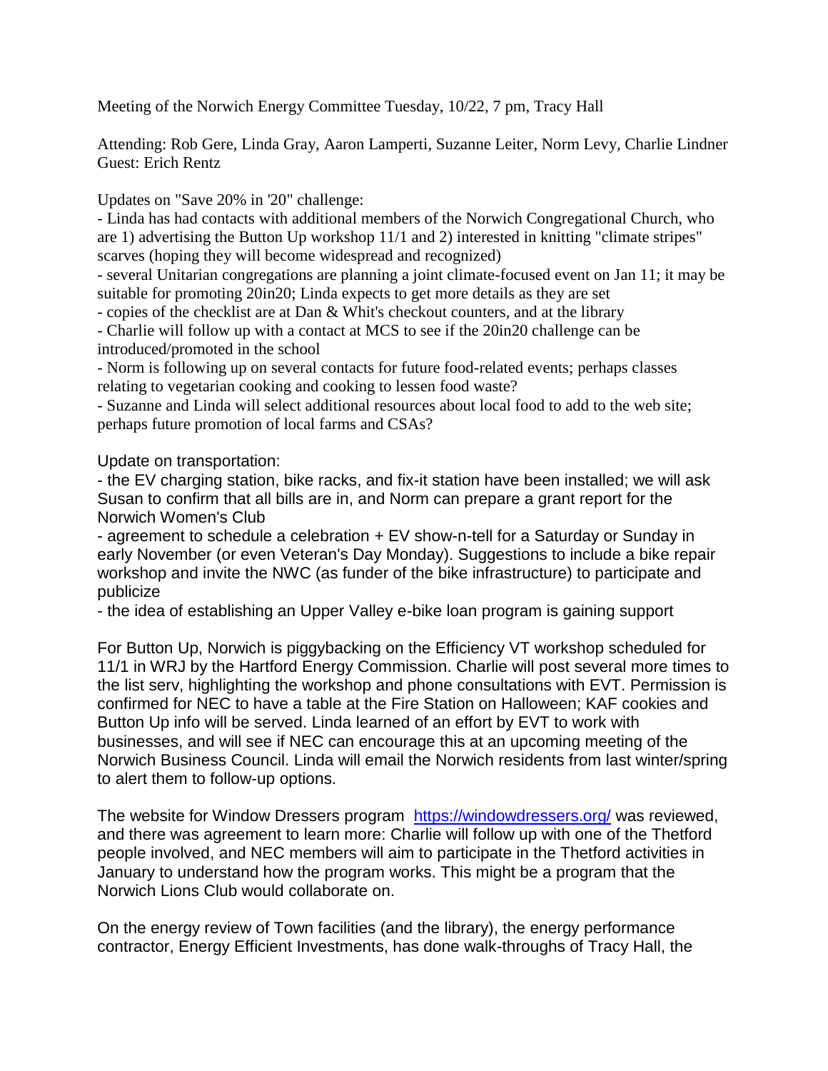Meeting of the Norwich Energy Committee Tuesday, 10/22, 7 pm, Tracy Hall

Attending: Rob Gere, Linda Gray, Aaron Lamperti, Suzanne Leiter, Norm Levy, Charlie Lindner
Guest: Erich Rentz

Updates on "Save 20% in '20" challenge:

- Linda has had contacts with additional members of the Norwich Congregational Church, who are 1) advertising the Button Up workshop 11/1 and 2) interested in knitting "climate stripes" scarves (hoping they will become widespread and recognized)
- several Unitarian congregations are planning a joint climate-focused event on Jan 11; it may be suitable for promoting 20in20; Linda expects to get more details as they are set
- copies of the checklist are at Dan & Whit's checkout counters, and at the library
- Charlie will follow up with a contact at MCS to see if the 20in20 challenge can be introduced/promoted in the school
- Norm is following up on several contacts for future food-related events; perhaps classes relating to vegetarian cooking and cooking to lessen food waste?
- Suzanne and Linda will select additional resources about local food to add to the web site; perhaps future promotion of local farms and CSAs?

Update on transportation:

- the EV charging station, bike racks, and fix-it station have been installed; we will ask Susan to confirm that all bills are in, and Norm can prepare a grant report for the Norwich Women's Club
- agreement to schedule a celebration + EV show-n-tell for a Saturday or Sunday in early November (or even Veteran's Day Monday). Suggestions to include a bike repair workshop and invite the NWC (as funder of the bike infrastructure) to participate and publicize
- the idea of establishing an Upper Valley e-bike loan program is gaining support

For Button Up, Norwich is piggybacking on the Efficiency VT workshop scheduled for 11/1 in WRJ by the Hartford Energy Commission. Charlie will post several more times to the list serv, highlighting the workshop and phone consultations with EVT. Permission is confirmed for NEC to have a table at the Fire Station on Halloween; KAF cookies and Button Up info will be served. Linda learned of an effort by EVT to work with businesses, and will see if NEC can encourage this at an upcoming meeting of the Norwich Business Council. Linda will email the Norwich residents from last winter/spring to alert them to follow-up options.

The website for Window Dressers program https://windowdressers.org/ was reviewed, and there was agreement to learn more: Charlie will follow up with one of the Thetford people involved, and NEC members will aim to participate in the Thetford activities in January to understand how the program works. This might be a program that the Norwich Lions Club would collaborate on.

On the energy review of Town facilities (and the library), the energy performance contractor, Energy Efficient Investments, has done walk-throughs of Tracy Hall, the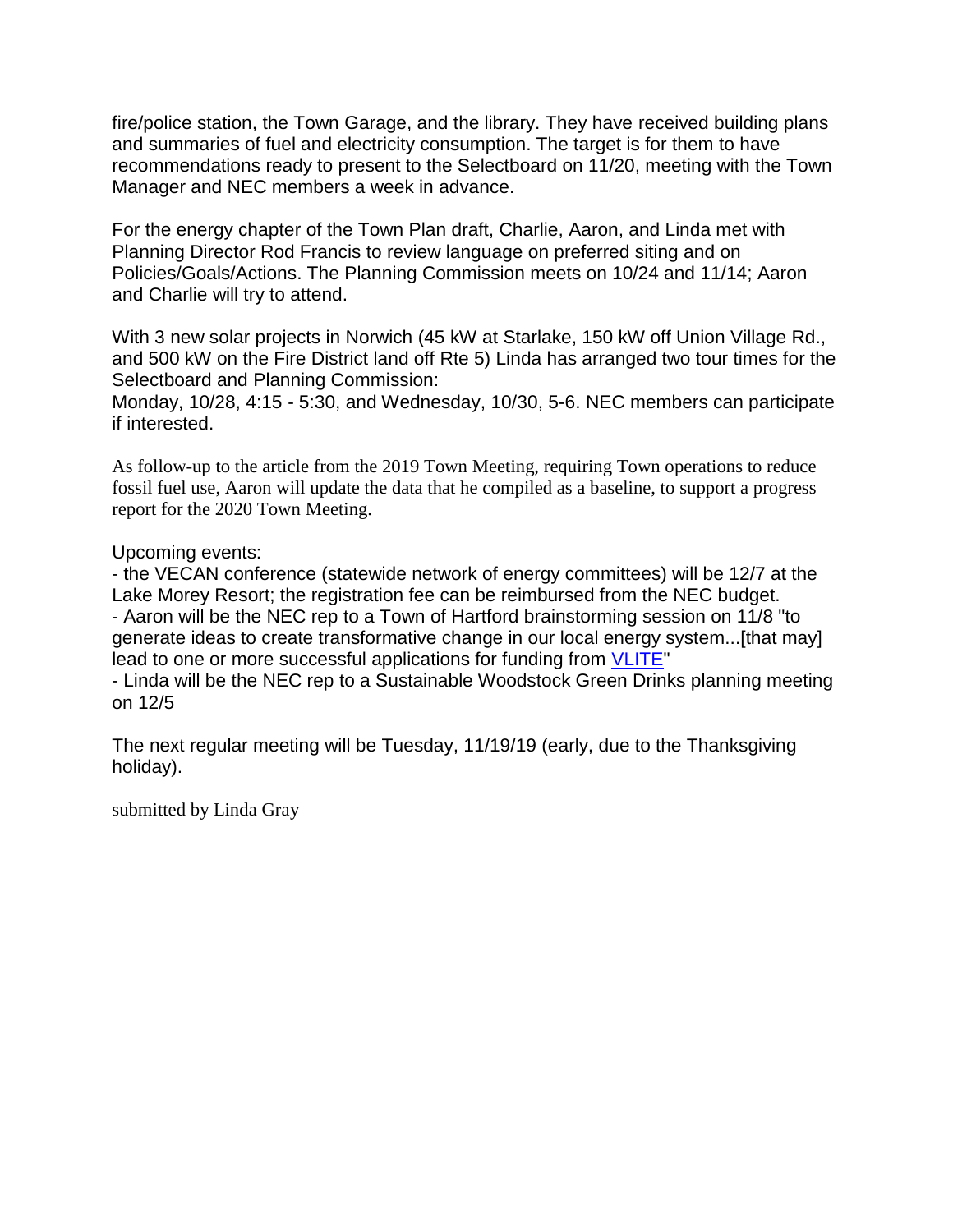fire/police station, the Town Garage, and the library. They have received building plans and summaries of fuel and electricity consumption. The target is for them to have recommendations ready to present to the Selectboard on 11/20, meeting with the Town Manager and NEC members a week in advance.

For the energy chapter of the Town Plan draft, Charlie, Aaron, and Linda met with Planning Director Rod Francis to review language on preferred siting and on Policies/Goals/Actions. The Planning Commission meets on 10/24 and 11/14; Aaron and Charlie will try to attend.

With 3 new solar projects in Norwich (45 kW at Starlake, 150 kW off Union Village Rd., and 500 kW on the Fire District land off Rte 5) Linda has arranged two tour times for the Selectboard and Planning Commission:
Monday, 10/28, 4:15 - 5:30, and Wednesday, 10/30, 5-6. NEC members can participate if interested.

As follow-up to the article from the 2019 Town Meeting, requiring Town operations to reduce fossil fuel use, Aaron will update the data that he compiled as a baseline, to support a progress report for the 2020 Town Meeting.

Upcoming events:
- the VECAN conference (statewide network of energy committees) will be 12/7 at the Lake Morey Resort; the registration fee can be reimbursed from the NEC budget.
- Aaron will be the NEC rep to a Town of Hartford brainstorming session on 11/8 "to generate ideas to create transformative change in our local energy system...[that may] lead to one or more successful applications for funding from VLITE"
- Linda will be the NEC rep to a Sustainable Woodstock Green Drinks planning meeting on 12/5

The next regular meeting will be Tuesday, 11/19/19 (early, due to the Thanksgiving holiday).

submitted by Linda Gray